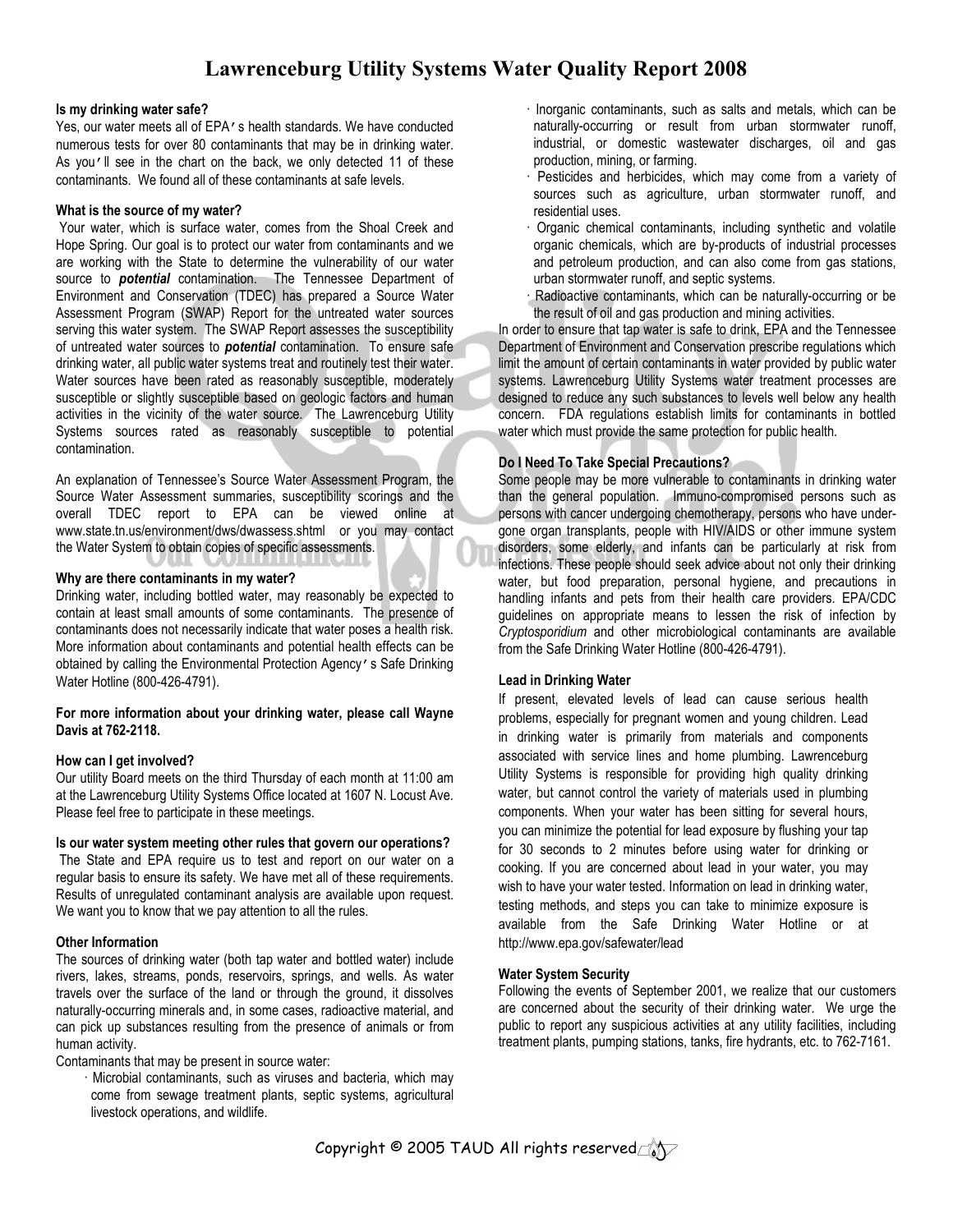# Lawrenceburg Utility Systems Water Quality Report 2008

**Is my drinking water safe?**

Yes, our water meets all of EPA's health standards. We have conducted numerous tests for over 80 contaminants that may be in drinking water. As you'll see in the chart on the back, we only detected 11 of these contaminants. We found all of these contaminants at safe levels.

**What is the source of my water?**

Your water, which is surface water, comes from the Shoal Creek and Hope Spring. Our goal is to protect our water from contaminants and we are working with the State to determine the vulnerability of our water source to ***potential*** contamination. The Tennessee Department of Environment and Conservation (TDEC) has prepared a Source Water Assessment Program (SWAP) Report for the untreated water sources serving this water system. The SWAP Report assesses the susceptibility of untreated water sources to ***potential*** contamination. To ensure safe drinking water, all public water systems treat and routinely test their water. Water sources have been rated as reasonably susceptible, moderately susceptible or slightly susceptible based on geologic factors and human activities in the vicinity of the water source. The Lawrenceburg Utility Systems sources rated as reasonably susceptible to potential contamination.

An explanation of Tennessee's Source Water Assessment Program, the Source Water Assessment summaries, susceptibility scorings and the overall TDEC report to EPA can be viewed online at www.state.tn.us/environment/dws/dwassess.shtml or you may contact the Water System to obtain copies of specific assessments.

**Why are there contaminants in my water?**

Drinking water, including bottled water, may reasonably be expected to contain at least small amounts of some contaminants. The presence of contaminants does not necessarily indicate that water poses a health risk. More information about contaminants and potential health effects can be obtained by calling the Environmental Protection Agency's Safe Drinking Water Hotline (800-426-4791).

**For more information about your drinking water, please call Wayne Davis at 762-2118.**

**How can I get involved?**

Our utility Board meets on the third Thursday of each month at 11:00 am at the Lawrenceburg Utility Systems Office located at 1607 N. Locust Ave. Please feel free to participate in these meetings.

**Is our water system meeting other rules that govern our operations?**

The State and EPA require us to test and report on our water on a regular basis to ensure its safety. We have met all of these requirements. Results of unregulated contaminant analysis are available upon request. We want you to know that we pay attention to all the rules.

**Other Information**

The sources of drinking water (both tap water and bottled water) include rivers, lakes, streams, ponds, reservoirs, springs, and wells. As water travels over the surface of the land or through the ground, it dissolves naturally-occurring minerals and, in some cases, radioactive material, and can pick up substances resulting from the presence of animals or from human activity.

Contaminants that may be present in source water:

- Microbial contaminants, such as viruses and bacteria, which may come from sewage treatment plants, septic systems, agricultural livestock operations, and wildlife.
- Inorganic contaminants, such as salts and metals, which can be naturally-occurring or result from urban stormwater runoff, industrial, or domestic wastewater discharges, oil and gas production, mining, or farming.
- Pesticides and herbicides, which may come from a variety of sources such as agriculture, urban stormwater runoff, and residential uses.
- Organic chemical contaminants, including synthetic and volatile organic chemicals, which are by-products of industrial processes and petroleum production, and can also come from gas stations, urban stormwater runoff, and septic systems.
- Radioactive contaminants, which can be naturally-occurring or be the result of oil and gas production and mining activities.

In order to ensure that tap water is safe to drink, EPA and the Tennessee Department of Environment and Conservation prescribe regulations which limit the amount of certain contaminants in water provided by public water systems. Lawrenceburg Utility Systems water treatment processes are designed to reduce any such substances to levels well below any health concern. FDA regulations establish limits for contaminants in bottled water which must provide the same protection for public health.

**Do I Need To Take Special Precautions?**

Some people may be more vulnerable to contaminants in drinking water than the general population. Immuno-compromised persons such as persons with cancer undergoing chemotherapy, persons who have undergone organ transplants, people with HIV/AIDS or other immune system disorders, some elderly, and infants can be particularly at risk from infections. These people should seek advice about not only their drinking water, but food preparation, personal hygiene, and precautions in handling infants and pets from their health care providers. EPA/CDC guidelines on appropriate means to lessen the risk of infection by *Cryptosporidium* and other microbiological contaminants are available from the Safe Drinking Water Hotline (800-426-4791).

**Lead in Drinking Water**

If present, elevated levels of lead can cause serious health problems, especially for pregnant women and young children. Lead in drinking water is primarily from materials and components associated with service lines and home plumbing. Lawrenceburg Utility Systems is responsible for providing high quality drinking water, but cannot control the variety of materials used in plumbing components. When your water has been sitting for several hours, you can minimize the potential for lead exposure by flushing your tap for 30 seconds to 2 minutes before using water for drinking or cooking. If you are concerned about lead in your water, you may wish to have your water tested. Information on lead in drinking water, testing methods, and steps you can take to minimize exposure is available from the Safe Drinking Water Hotline or at http://www.epa.gov/safewater/lead

**Water System Security**

Following the events of September 2001, we realize that our customers are concerned about the security of their drinking water. We urge the public to report any suspicious activities at any utility facilities, including treatment plants, pumping stations, tanks, fire hydrants, etc. to 762-7161.

Copyright © 2005 TAUD All rights reserved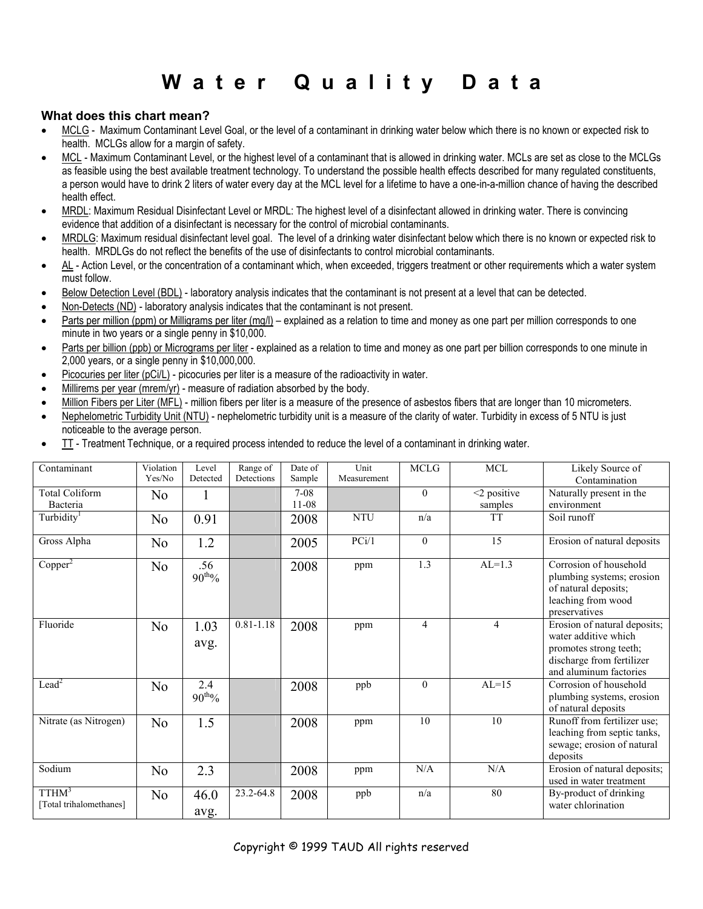# Water Quality Data

### What does this chart mean?

- MCLG - Maximum Contaminant Level Goal, or the level of a contaminant in drinking water below which there is no known or expected risk to health. MCLGs allow for a margin of safety.
- MCL - Maximum Contaminant Level, or the highest level of a contaminant that is allowed in drinking water. MCLs are set as close to the MCLGs as feasible using the best available treatment technology. To understand the possible health effects described for many regulated constituents, a person would have to drink 2 liters of water every day at the MCL level for a lifetime to have a one-in-a-million chance of having the described health effect.
- MRDL: Maximum Residual Disinfectant Level or MRDL: The highest level of a disinfectant allowed in drinking water. There is convincing evidence that addition of a disinfectant is necessary for the control of microbial contaminants.
- MRDLG: Maximum residual disinfectant level goal. The level of a drinking water disinfectant below which there is no known or expected risk to health. MRDLGs do not reflect the benefits of the use of disinfectants to control microbial contaminants.
- AL - Action Level, or the concentration of a contaminant which, when exceeded, triggers treatment or other requirements which a water system must follow.
- Below Detection Level (BDL) - laboratory analysis indicates that the contaminant is not present at a level that can be detected.
- Non-Detects (ND) - laboratory analysis indicates that the contaminant is not present.
- Parts per million (ppm) or Milligrams per liter (mg/l) – explained as a relation to time and money as one part per million corresponds to one minute in two years or a single penny in $10,000.
- Parts per billion (ppb) or Micrograms per liter - explained as a relation to time and money as one part per billion corresponds to one minute in 2,000 years, or a single penny in $10,000,000.
- Picocuries per liter (pCi/L) - picocuries per liter is a measure of the radioactivity in water.
- Millirems per year (mrem/yr) - measure of radiation absorbed by the body.
- Million Fibers per Liter (MFL) - million fibers per liter is a measure of the presence of asbestos fibers that are longer than 10 micrometers.
- Nephelometric Turbidity Unit (NTU) - nephelometric turbidity unit is a measure of the clarity of water. Turbidity in excess of 5 NTU is just noticeable to the average person.
- TT - Treatment Technique, or a required process intended to reduce the level of a contaminant in drinking water.

| Contaminant | Violation Yes/No | Level Detected | Range of Detections | Date of Sample | Unit Measurement | MCLG | MCL | Likely Source of Contamination |
|---|---|---|---|---|---|---|---|---|
| Total Coliform Bacteria | No | 1 | | 7-08 11-08 | | 0 | <2 positive samples | Naturally present in the environment |
| Turbidity[1] | No | 0.91 | | 2008 | NTU | n/a | TT | Soil runoff |
| Gross Alpha | No | 1.2 | | 2005 | PCi/1 | 0 | 15 | Erosion of natural deposits |
| Copper[2] | No | .56 90$^{th}$% | | 2008 | ppm | 1.3 | AL=1.3 | Corrosion of household plumbing systems; erosion of natural deposits; leaching from wood preservatives |
| Fluoride | No | 1.03 avg. | 0.81-1.18 | 2008 | ppm | 4 | 4 | Erosion of natural deposits; water additive which promotes strong teeth; discharge from fertilizer and aluminum factories |
| Lead[2] | No | 2.4 90$^{th}$% | | 2008 | ppb | 0 | AL=15 | Corrosion of household plumbing systems, erosion of natural deposits |
| Nitrate (as Nitrogen) | No | 1.5 | | 2008 | ppm | 10 | 10 | Runoff from fertilizer use; leaching from septic tanks, sewage; erosion of natural deposits |
| Sodium | No | 2.3 | | 2008 | ppm | N/A | N/A | Erosion of natural deposits; used in water treatment |
| TTHM[3] [Total trihalomethanes] | No | 46.0 avg. | 23.2-64.8 | 2008 | ppb | n/a | 80 | By-product of drinking water chlorination |

Copyright © 1999 TAUD All rights reserved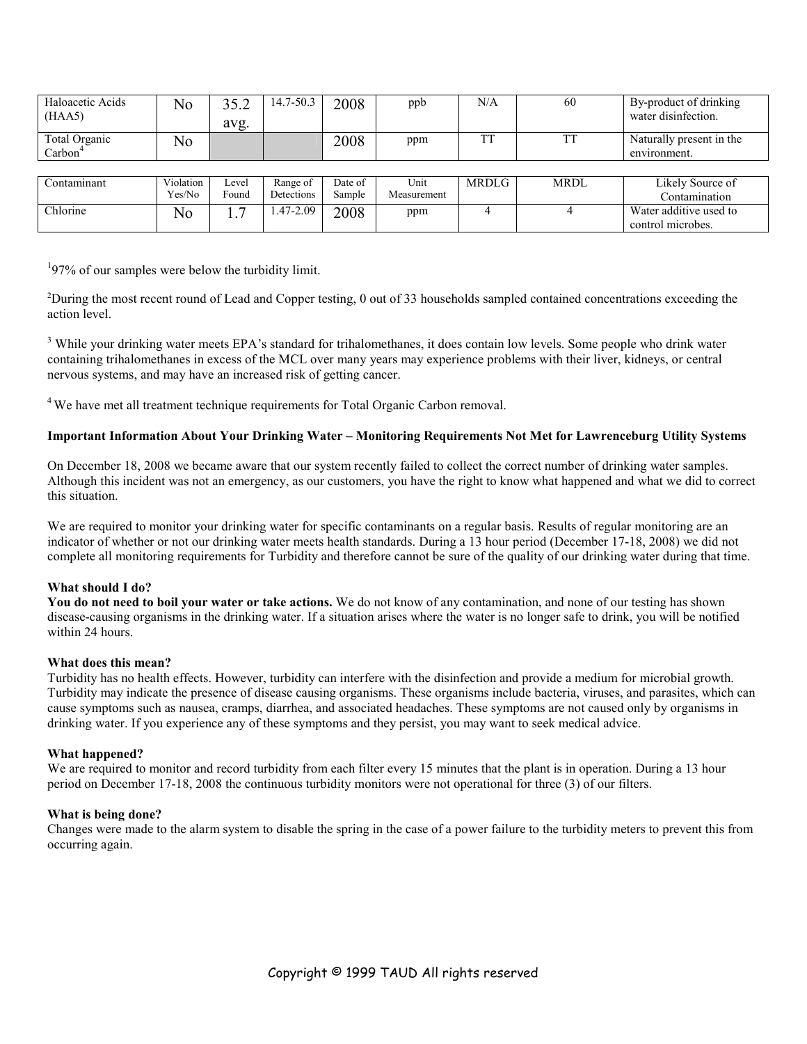| | | | | | | | | |
|---|---|---|---|---|---|---|---|---|
| Haloacetic Acids (HAA5) | No | 35.2 avg. | 14.7-50.3 | 2008 | ppb | N/A | 60 | By-product of drinking water disinfection. |
| Total Organic Carbon[4] | No | | | 2008 | ppm | TT | TT | Naturally present in the environment. |

| Contaminant | Violation Yes/No | Level Found | Range of Detections | Date of Sample | Unit Measurement | MRDLG | MRDL | Likely Source of Contamination |
|---|---|---|---|---|---|---|---|---|
| Chlorine | No | 1.7 | 1.47-2.09 | 2008 | ppm | 4 | 4 | Water additive used to control microbes. |

[1]97% of our samples were below the turbidity limit.

[2]During the most recent round of Lead and Copper testing, 0 out of 33 households sampled contained concentrations exceeding the action level.

[3] While your drinking water meets EPA's standard for trihalomethanes, it does contain low levels. Some people who drink water containing trihalomethanes in excess of the MCL over many years may experience problems with their liver, kidneys, or central nervous systems, and may have an increased risk of getting cancer.

[4] We have met all treatment technique requirements for Total Organic Carbon removal.

**Important Information About Your Drinking Water – Monitoring Requirements Not Met for Lawrenceburg Utility Systems**

On December 18, 2008 we became aware that our system recently failed to collect the correct number of drinking water samples. Although this incident was not an emergency, as our customers, you have the right to know what happened and what we did to correct this situation.

We are required to monitor your drinking water for specific contaminants on a regular basis. Results of regular monitoring are an indicator of whether or not our drinking water meets health standards. During a 13 hour period (December 17-18, 2008) we did not complete all monitoring requirements for Turbidity and therefore cannot be sure of the quality of our drinking water during that time.

**What should I do?**
**You do not need to boil your water or take actions.** We do not know of any contamination, and none of our testing has shown disease-causing organisms in the drinking water. If a situation arises where the water is no longer safe to drink, you will be notified within 24 hours.

**What does this mean?**
Turbidity has no health effects. However, turbidity can interfere with the disinfection and provide a medium for microbial growth. Turbidity may indicate the presence of disease causing organisms. These organisms include bacteria, viruses, and parasites, which can cause symptoms such as nausea, cramps, diarrhea, and associated headaches. These symptoms are not caused only by organisms in drinking water. If you experience any of these symptoms and they persist, you may want to seek medical advice.

**What happened?**
We are required to monitor and record turbidity from each filter every 15 minutes that the plant is in operation. During a 13 hour period on December 17-18, 2008 the continuous turbidity monitors were not operational for three (3) of our filters.

**What is being done?**
Changes were made to the alarm system to disable the spring in the case of a power failure to the turbidity meters to prevent this from occurring again.

Copyright © 1999 TAUD All rights reserved